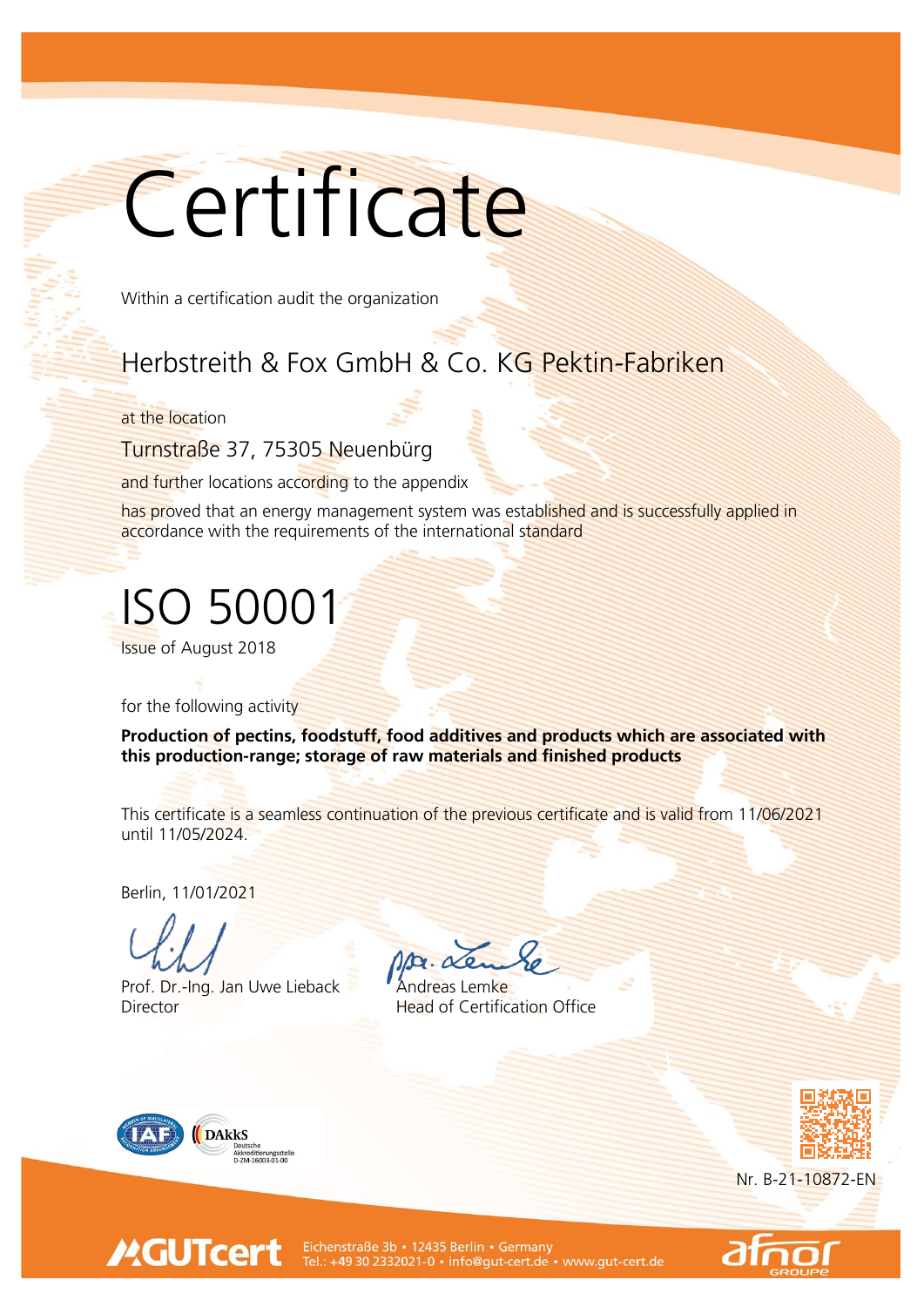# Certificate

Within a certification audit the organization

## Herbstreith & Fox GmbH & Co. KG Pektin-Fabriken

at the location

Turnstraße 37, 75305 Neuenbürg

and further locations according to the appendix

has proved that an energy management system was established and is successfully applied in accordance with the requirements of the international standard

# ISO 50001

Issue of August 2018

for the following activity

**Production of pectins, foodstuff, food additives and products which are associated with this production-range; storage of raw materials and finished products**

This certificate is a seamless continuation of the previous certificate and is valid from 11/06/2021 until 11/05/2024.

Berlin, 11/01/2021

Prof. Dr.-Ing. Jan Uwe Lieback
Director

ppa. Andreas Lemke
Head of Certification Office

DAkkS Deutsche Akkreditierungsstelle D-ZM-16003-01-00

Nr. B-21-10872-EN

GUTcert
Eichenstraße 3b • 12435 Berlin • Germany
Tel.: +49 30 2332021-0 • info@gut-cert.de • www.gut-cert.de

afnor GROUPE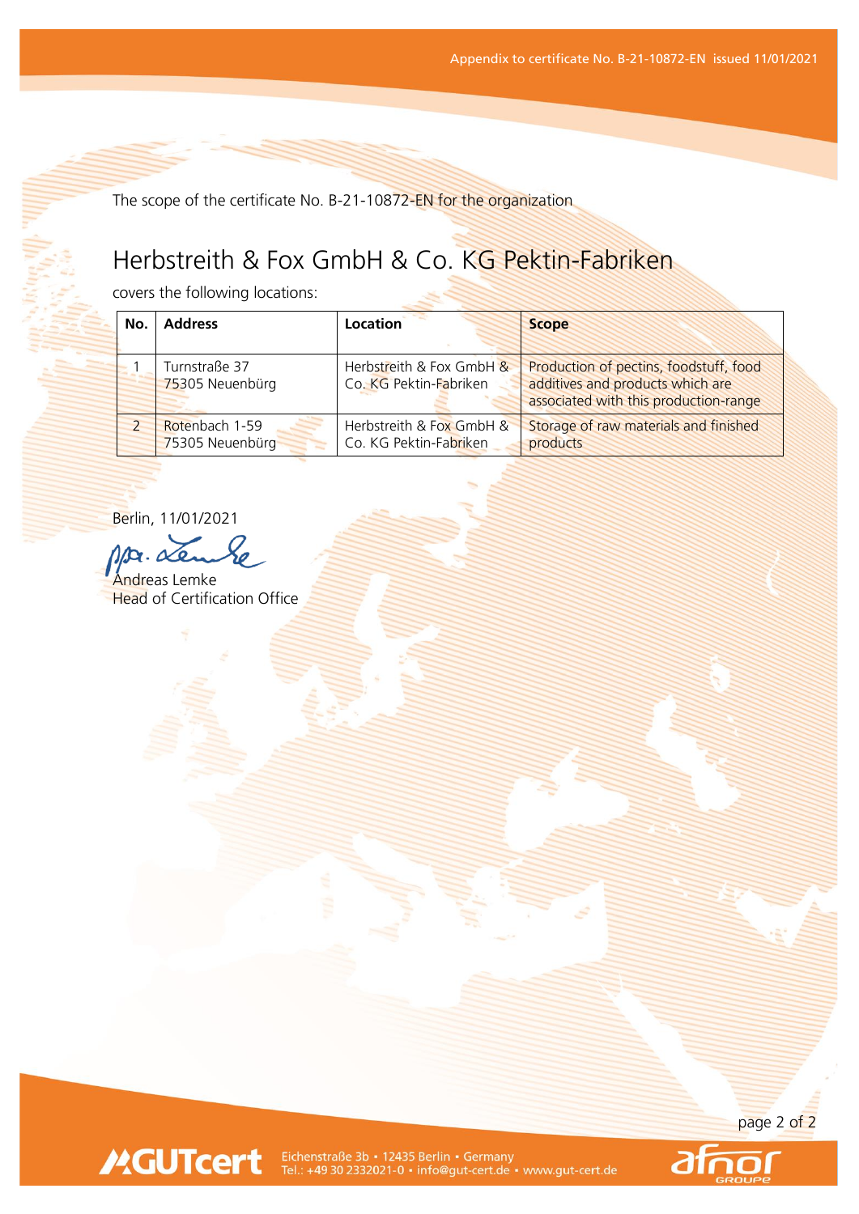The scope of the certificate No. B-21-10872-EN for the organization

# Herbstreith & Fox GmbH & Co. KG Pektin-Fabriken

covers the following locations:

| No. | Address | Location | Scope |
| --- | --- | --- | --- |
| 1 | Turnstraße 37 75305 Neuenbürg | Herbstreith & Fox GmbH & Co. KG Pektin-Fabriken | Production of pectins, foodstuff, food additives and products which are associated with this production-range |
| 2 | Rotenbach 1-59 75305 Neuenbürg | Herbstreith & Fox GmbH & Co. KG Pektin-Fabriken | Storage of raw materials and finished products |

Berlin, 11/01/2021

Andreas Lemke
Head of Certification Office

GUTcert Eichenstraße 3b • 12435 Berlin • Germany
Tel.: +49 30 2332021-0 • info@gut-cert.de • www.gut-cert.de